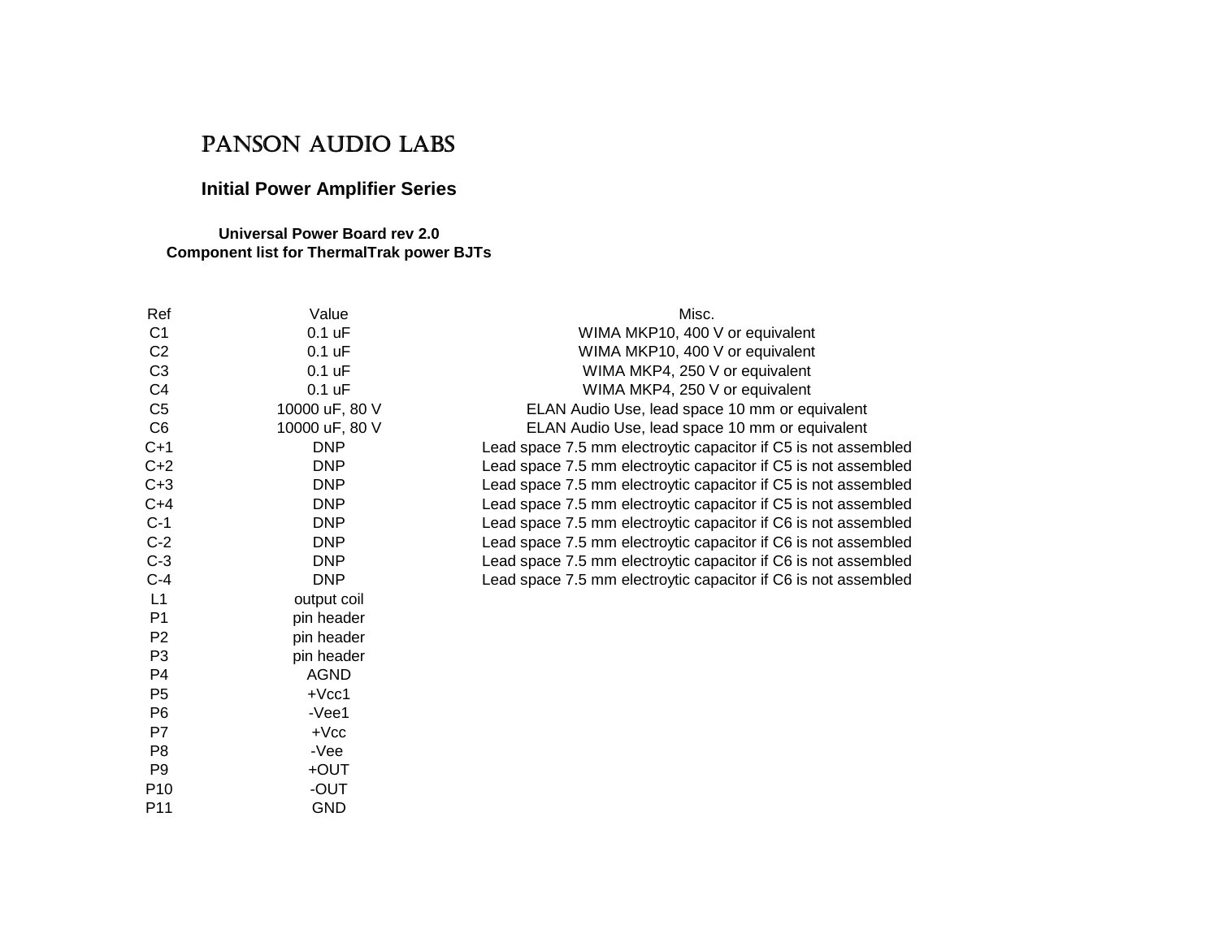# PANSON AUDIO LABS

## Initial Power Amplifier Series

### Universal Power Board rev 2.0
### Component list for ThermalTrak power BJTs

| Ref | Value | Misc. |
|---|---|---|
| C1 | 0.1 uF | WIMA MKP10, 400 V or equivalent |
| C2 | 0.1 uF | WIMA MKP10, 400 V or equivalent |
| C3 | 0.1 uF | WIMA MKP4, 250 V or equivalent |
| C4 | 0.1 uF | WIMA MKP4, 250 V or equivalent |
| C5 | 10000 uF, 80 V | ELAN Audio Use, lead space 10 mm or equivalent |
| C6 | 10000 uF, 80 V | ELAN Audio Use, lead space 10 mm or equivalent |
| C+1 | DNP | Lead space 7.5 mm electroytic capacitor if C5 is not assembled |
| C+2 | DNP | Lead space 7.5 mm electroytic capacitor if C5 is not assembled |
| C+3 | DNP | Lead space 7.5 mm electroytic capacitor if C5 is not assembled |
| C+4 | DNP | Lead space 7.5 mm electroytic capacitor if C5 is not assembled |
| C-1 | DNP | Lead space 7.5 mm electroytic capacitor if C6 is not assembled |
| C-2 | DNP | Lead space 7.5 mm electroytic capacitor if C6 is not assembled |
| C-3 | DNP | Lead space 7.5 mm electroytic capacitor if C6 is not assembled |
| C-4 | DNP | Lead space 7.5 mm electroytic capacitor if C6 is not assembled |
| L1 | output coil | |
| P1 | pin header | |
| P2 | pin header | |
| P3 | pin header | |
| P4 | AGND | |
| P5 | +Vcc1 | |
| P6 | -Vee1 | |
| P7 | +Vcc | |
| P8 | -Vee | |
| P9 | +OUT | |
| P10 | -OUT | |
| P11 | GND | |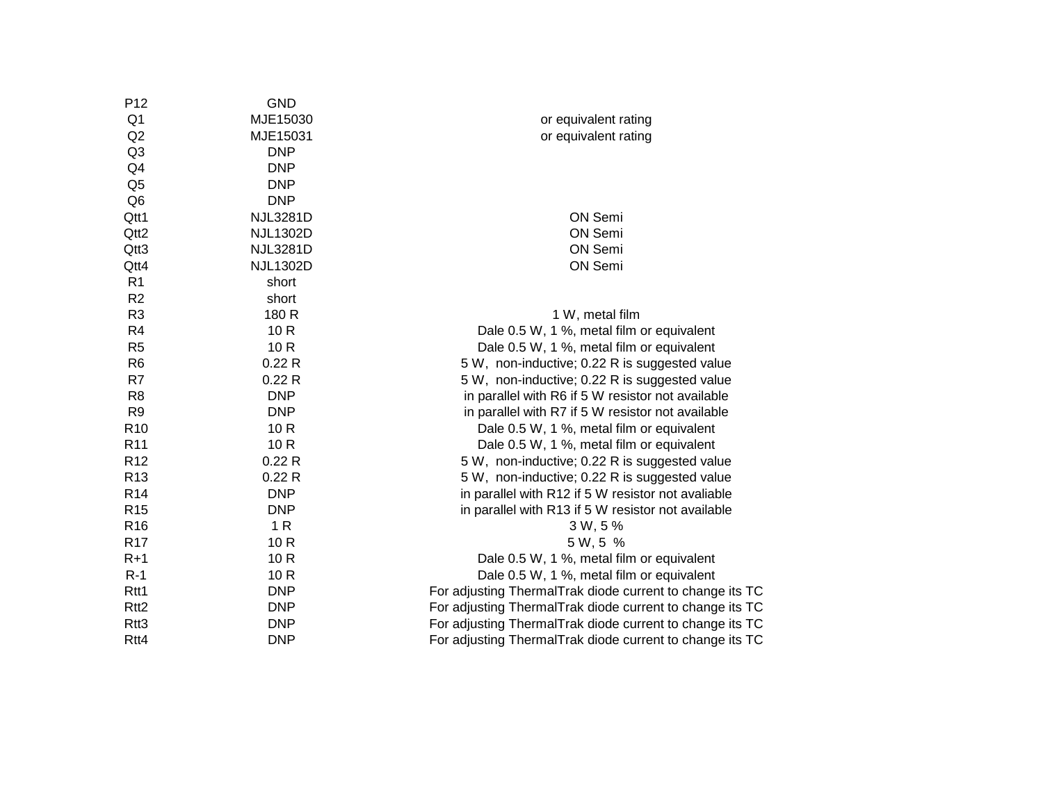| | | |
|---|---|---|
| P12 | GND | |
| Q1 | MJE15030 | or equivalent rating |
| Q2 | MJE15031 | or equivalent rating |
| Q3 | DNP | |
| Q4 | DNP | |
| Q5 | DNP | |
| Q6 | DNP | |
| Qtt1 | NJL3281D | ON Semi |
| Qtt2 | NJL1302D | ON Semi |
| Qtt3 | NJL3281D | ON Semi |
| Qtt4 | NJL1302D | ON Semi |
| R1 | short | |
| R2 | short | |
| R3 | 180 R | 1 W, metal film |
| R4 | 10 R | Dale 0.5 W, 1 %, metal film or equivalent |
| R5 | 10 R | Dale 0.5 W, 1 %, metal film or equivalent |
| R6 | 0.22 R | 5 W, non-inductive; 0.22 R is suggested value |
| R7 | 0.22 R | 5 W, non-inductive; 0.22 R is suggested value |
| R8 | DNP | in parallel with R6 if 5 W resistor not available |
| R9 | DNP | in parallel with R7 if 5 W resistor not available |
| R10 | 10 R | Dale 0.5 W, 1 %, metal film or equivalent |
| R11 | 10 R | Dale 0.5 W, 1 %, metal film or equivalent |
| R12 | 0.22 R | 5 W, non-inductive; 0.22 R is suggested value |
| R13 | 0.22 R | 5 W, non-inductive; 0.22 R is suggested value |
| R14 | DNP | in parallel with R12 if 5 W resistor not avaliable |
| R15 | DNP | in parallel with R13 if 5 W resistor not available |
| R16 | 1 R | 3 W, 5 % |
| R17 | 10 R | 5 W, 5 % |
| R+1 | 10 R | Dale 0.5 W, 1 %, metal film or equivalent |
| R-1 | 10 R | Dale 0.5 W, 1 %, metal film or equivalent |
| Rtt1 | DNP | For adjusting ThermalTrak diode current to change its TC |
| Rtt2 | DNP | For adjusting ThermalTrak diode current to change its TC |
| Rtt3 | DNP | For adjusting ThermalTrak diode current to change its TC |
| Rtt4 | DNP | For adjusting ThermalTrak diode current to change its TC |